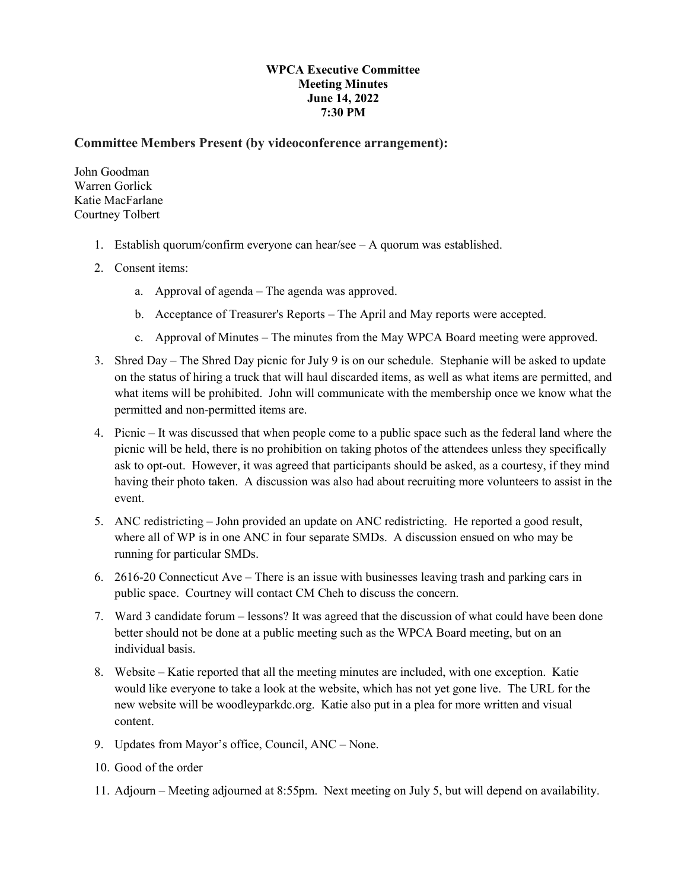**WPCA Executive Committee**
**Meeting Minutes**
**June 14, 2022**
**7:30 PM**

## Committee Members Present (by videoconference arrangement):

John Goodman
Warren Gorlick
Katie MacFarlane
Courtney Tolbert

1. Establish quorum/confirm everyone can hear/see – A quorum was established.
2. Consent items:
   a. Approval of agenda – The agenda was approved.
   b. Acceptance of Treasurer's Reports – The April and May reports were accepted.
   c. Approval of Minutes – The minutes from the May WPCA Board meeting were approved.
3. Shred Day – The Shred Day picnic for July 9 is on our schedule. Stephanie will be asked to update on the status of hiring a truck that will haul discarded items, as well as what items are permitted, and what items will be prohibited. John will communicate with the membership once we know what the permitted and non-permitted items are.
4. Picnic – It was discussed that when people come to a public space such as the federal land where the picnic will be held, there is no prohibition on taking photos of the attendees unless they specifically ask to opt-out. However, it was agreed that participants should be asked, as a courtesy, if they mind having their photo taken. A discussion was also had about recruiting more volunteers to assist in the event.
5. ANC redistricting – John provided an update on ANC redistricting. He reported a good result, where all of WP is in one ANC in four separate SMDs. A discussion ensued on who may be running for particular SMDs.
6. 2616-20 Connecticut Ave – There is an issue with businesses leaving trash and parking cars in public space. Courtney will contact CM Cheh to discuss the concern.
7. Ward 3 candidate forum – lessons? It was agreed that the discussion of what could have been done better should not be done at a public meeting such as the WPCA Board meeting, but on an individual basis.
8. Website – Katie reported that all the meeting minutes are included, with one exception. Katie would like everyone to take a look at the website, which has not yet gone live. The URL for the new website will be woodleyparkdc.org. Katie also put in a plea for more written and visual content.
9. Updates from Mayor's office, Council, ANC – None.
10. Good of the order
11. Adjourn – Meeting adjourned at 8:55pm. Next meeting on July 5, but will depend on availability.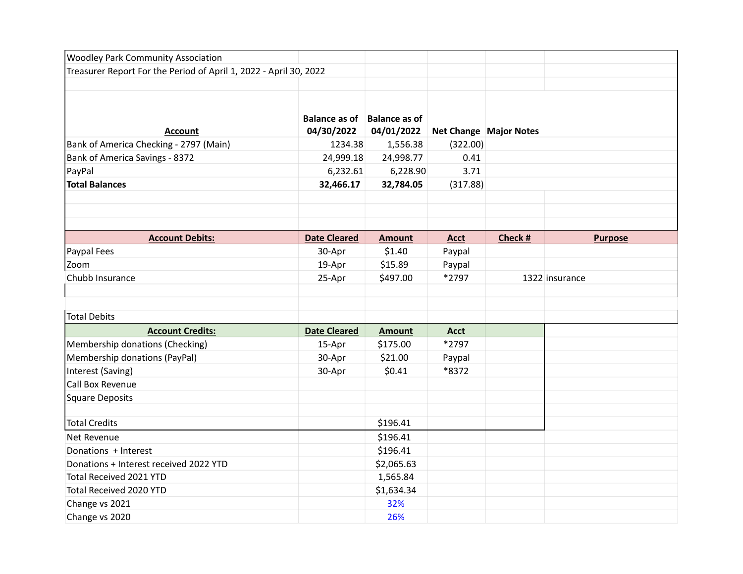Woodley Park Community Association

Treasurer Report For the Period of April 1, 2022 - April 30, 2022

| Account | Balance as of 04/30/2022 | Balance as of 04/01/2022 | Net Change | Major Notes |
|---|---|---|---|---|
| Bank of America Checking - 2797 (Main) | 1234.38 | 1,556.38 | (322.00) | |
| Bank of America Savings - 8372 | 24,999.18 | 24,998.77 | 0.41 | |
| PayPal | 6,232.61 | 6,228.90 | 3.71 | |
| **Total Balances** | **32,466.17** | **32,784.05** | (317.88) | |

| Account Debits: | Date Cleared | Amount | Acct | Check # | Purpose |
|---|---|---|---|---|---|
| Paypal Fees | 30-Apr | $1.40 | Paypal | | |
| Zoom | 19-Apr | $15.89 | Paypal | | |
| Chubb Insurance | 25-Apr | $497.00 | *2797 | 1322 | insurance |
| | | | | | |
| Total Debits | | | | | |

| Account Credits: | Date Cleared | Amount | Acct |
|---|---|---|---|
| Membership donations (Checking) | 15-Apr | $175.00 | *2797 |
| Membership donations (PayPal) | 30-Apr | $21.00 | Paypal |
| Interest (Saving) | 30-Apr | $0.41 | *8372 |
| Call Box Revenue | | | |
| Square Deposits | | | |
| | | | |
| Total Credits | | $196.41 | |
| Net Revenue | | $196.41 | |
| Donations + Interest | | $196.41 | |
| Donations + Interest received 2022 YTD | | $2,065.63 | |
| Total Received 2021 YTD | | 1,565.84 | |
| Total Received 2020 YTD | | $1,634.34 | |
| Change vs 2021 | | 32% | |
| Change vs 2020 | | 26% | |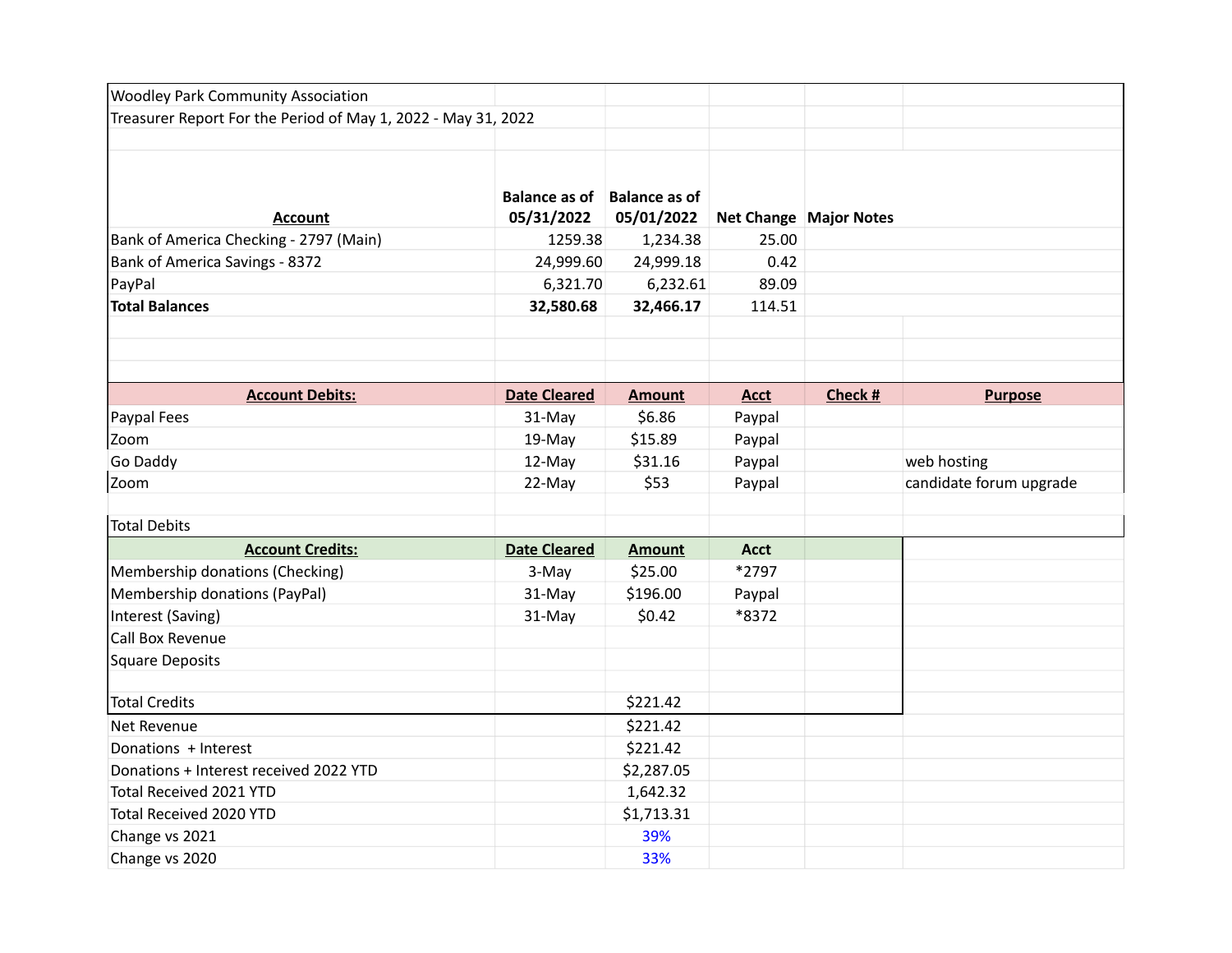Woodley Park Community Association

Treasurer Report For the Period of May 1, 2022 - May 31, 2022

| Account | Balance as of 05/31/2022 | Balance as of 05/01/2022 | Net Change | Major Notes |
|---|---|---|---|---|
| Bank of America Checking - 2797 (Main) | 1259.38 | 1,234.38 | 25.00 | |
| Bank of America Savings - 8372 | 24,999.60 | 24,999.18 | 0.42 | |
| PayPal | 6,321.70 | 6,232.61 | 89.09 | |
| **Total Balances** | **32,580.68** | **32,466.17** | 114.51 | |

| Account Debits: | Date Cleared | Amount | Acct | Check # | Purpose |
|---|---|---|---|---|---|
| Paypal Fees | 31-May | $6.86 | Paypal | | |
| Zoom | 19-May | $15.89 | Paypal | | |
| Go Daddy | 12-May | $31.16 | Paypal | | web hosting |
| Zoom | 22-May | $53 | Paypal | | candidate forum upgrade |
| | | | | | |
| Total Debits | | | | | |

| Account Credits: | Date Cleared | Amount | Acct |
|---|---|---|---|
| Membership donations (Checking) | 3-May | $25.00 | *2797 |
| Membership donations (PayPal) | 31-May | $196.00 | Paypal |
| Interest (Saving) | 31-May | $0.42 | *8372 |
| Call Box Revenue | | | |
| Square Deposits | | | |
| | | | |
| Total Credits | | $221.42 | |
| Net Revenue | | $221.42 | |
| Donations + Interest | | $221.42 | |
| Donations + Interest received 2022 YTD | | $2,287.05 | |
| Total Received 2021 YTD | | 1,642.32 | |
| Total Received 2020 YTD | | $1,713.31 | |
| Change vs 2021 | | 39% | |
| Change vs 2020 | | 33% | |